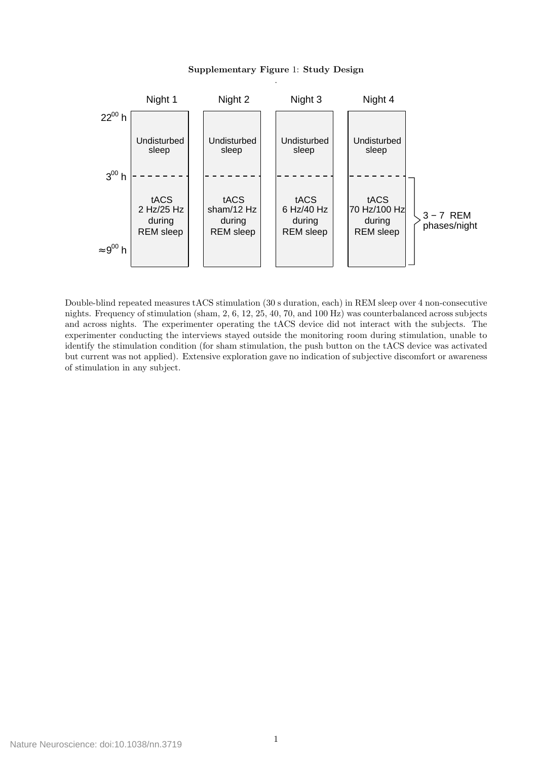**Supplementary Figure 1: Study Design**

| | Night 1 | Night 2 | Night 3 | Night 4 |
|---|---|---|---|---|
| $22^{00}$ h – $3^{00}$ h | Undisturbed sleep | Undisturbed sleep | Undisturbed sleep | Undisturbed sleep |
| $3^{00}$ h – $\approx 9^{00}$ h (3 − 7 REM phases/night) | tACS 2 Hz/25 Hz during REM sleep | tACS sham/12 Hz during REM sleep | tACS 6 Hz/40 Hz during REM sleep | tACS 70 Hz/100 Hz during REM sleep |

Double-blind repeated measures tACS stimulation (30 s duration, each) in REM sleep over 4 non-consecutive nights. Frequency of stimulation (sham, 2, 6, 12, 25, 40, 70, and 100 Hz) was counterbalanced across subjects and across nights. The experimenter operating the tACS device did not interact with the subjects. The experimenter conducting the interviews stayed outside the monitoring room during stimulation, unable to identify the stimulation condition (for sham stimulation, the push button on the tACS device was activated but current was not applied). Extensive exploration gave no indication of subjective discomfort or awareness of stimulation in any subject.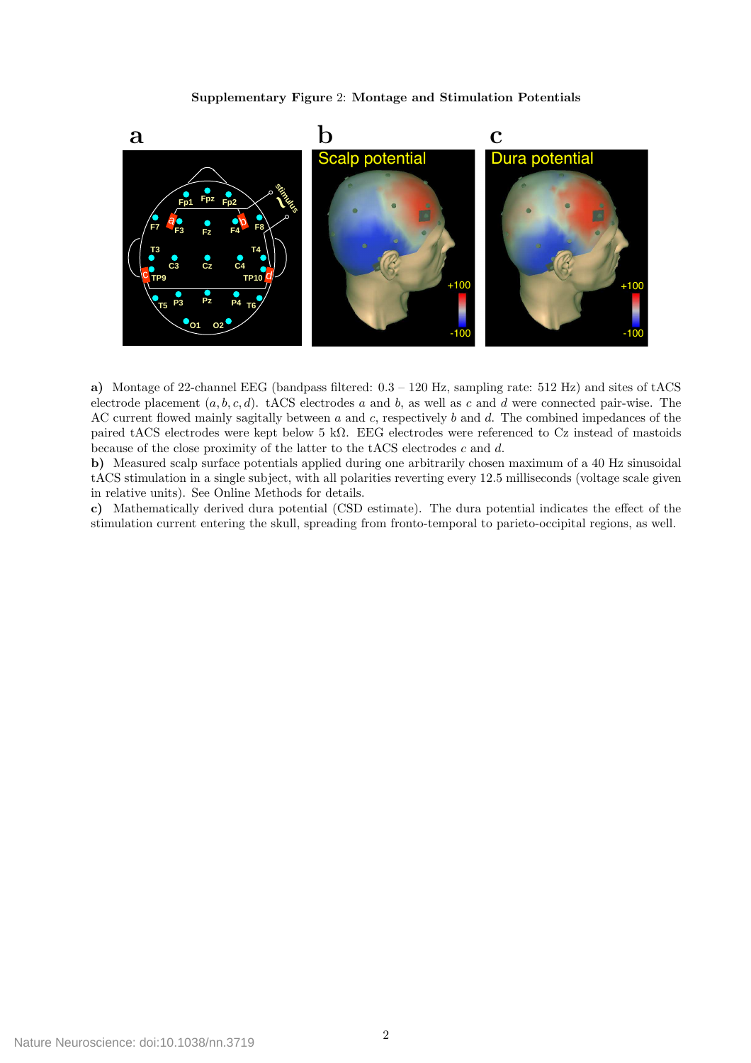**Supplementary Figure 2: Montage and Stimulation Potentials**

**a)** Montage of 22-channel EEG (bandpass filtered: 0.3 – 120 Hz, sampling rate: 512 Hz) and sites of tACS electrode placement $(a, b, c, d)$. tACS electrodes $a$ and $b$, as well as $c$ and $d$ were connected pair-wise. The AC current flowed mainly sagitally between $a$ and $c$, respectively $b$ and $d$. The combined impedances of the paired tACS electrodes were kept below 5 kΩ. EEG electrodes were referenced to Cz instead of mastoids because of the close proximity of the latter to the tACS electrodes $c$ and $d$.

**b)** Measured scalp surface potentials applied during one arbitrarily chosen maximum of a 40 Hz sinusoidal tACS stimulation in a single subject, with all polarities reverting every 12.5 milliseconds (voltage scale given in relative units). See Online Methods for details.

**c)** Mathematically derived dura potential (CSD estimate). The dura potential indicates the effect of the stimulation current entering the skull, spreading from fronto-temporal to parieto-occipital regions, as well.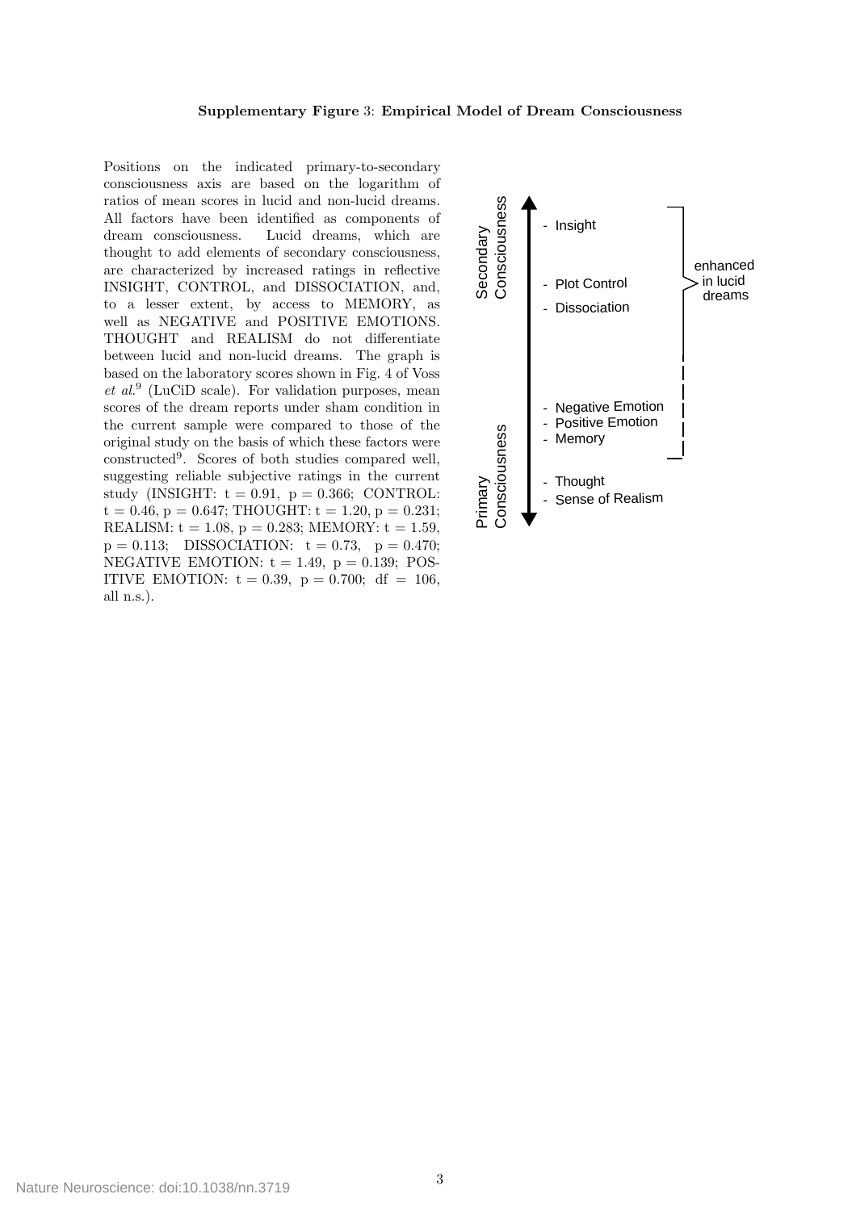**Supplementary Figure 3: Empirical Model of Dream Consciousness**

Positions on the indicated primary-to-secondary consciousness axis are based on the logarithm of ratios of mean scores in lucid and non-lucid dreams. All factors have been identified as components of dream consciousness. Lucid dreams, which are thought to add elements of secondary consciousness, are characterized by increased ratings in reflective INSIGHT, CONTROL, and DISSOCIATION, and, to a lesser extent, by access to MEMORY, as well as NEGATIVE and POSITIVE EMOTIONS. THOUGHT and REALISM do not differentiate between lucid and non-lucid dreams. The graph is based on the laboratory scores shown in Fig. 4 of Voss *et al.*[9] (LuCiD scale). For validation purposes, mean scores of the dream reports under sham condition in the current sample were compared to those of the original study on the basis of which these factors were constructed[9]. Scores of both studies compared well, suggesting reliable subjective ratings in the current study (INSIGHT: $t = 0.91$, $p = 0.366$; CONTROL: $t = 0.46$, $p = 0.647$; THOUGHT: $t = 1.20$, $p = 0.231$; REALISM: $t = 1.08$, $p = 0.283$; MEMORY: $t = 1.59$, $p = 0.113$; DISSOCIATION: $t = 0.73$, $p = 0.470$; NEGATIVE EMOTION: $t = 1.49$, $p = 0.139$; POSITIVE EMOTION: $t = 0.39$, $p = 0.700$; $df = 106$, all n.s.).

Secondary Consciousness

- Insight
- Plot Control
- Dissociation
- Negative Emotion
- Positive Emotion
- Memory
- Thought
- Sense of Realism

Primary Consciousness

enhanced in lucid dreams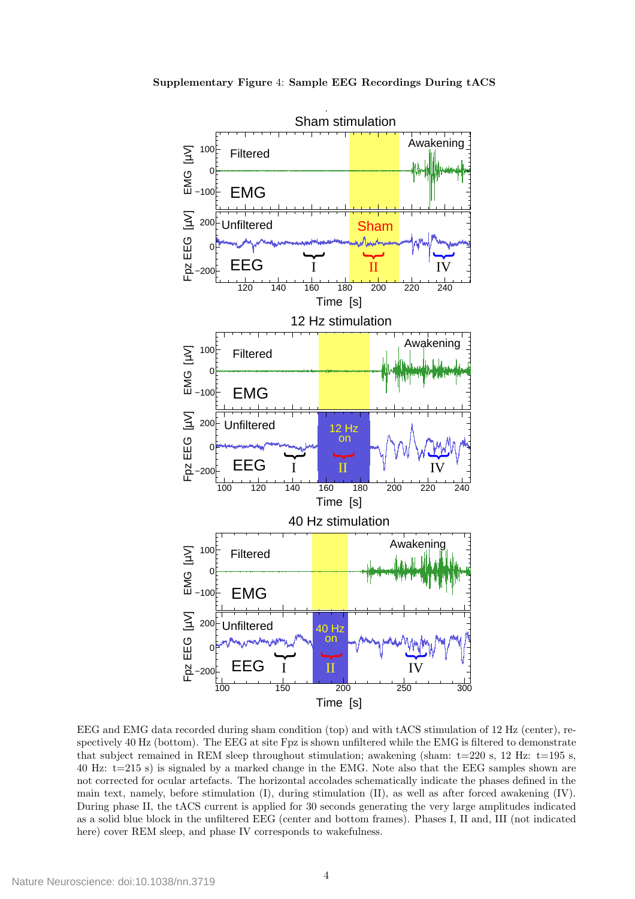**Supplementary Figure 4: Sample EEG Recordings During tACS**

EEG and EMG data recorded during sham condition (top) and with tACS stimulation of 12 Hz (center), respectively 40 Hz (bottom). The EEG at site Fpz is shown unfiltered while the EMG is filtered to demonstrate that subject remained in REM sleep throughout stimulation; awakening (sham: t=220 s, 12 Hz: t=195 s, 40 Hz: t=215 s) is signaled by a marked change in the EMG. Note also that the EEG samples shown are not corrected for ocular artefacts. The horizontal accolades schematically indicate the phases defined in the main text, namely, before stimulation (I), during stimulation (II), as well as after forced awakening (IV). During phase II, the tACS current is applied for 30 seconds generating the very large amplitudes indicated as a solid blue block in the unfiltered EEG (center and bottom frames). Phases I, II and, III (not indicated here) cover REM sleep, and phase IV corresponds to wakefulness.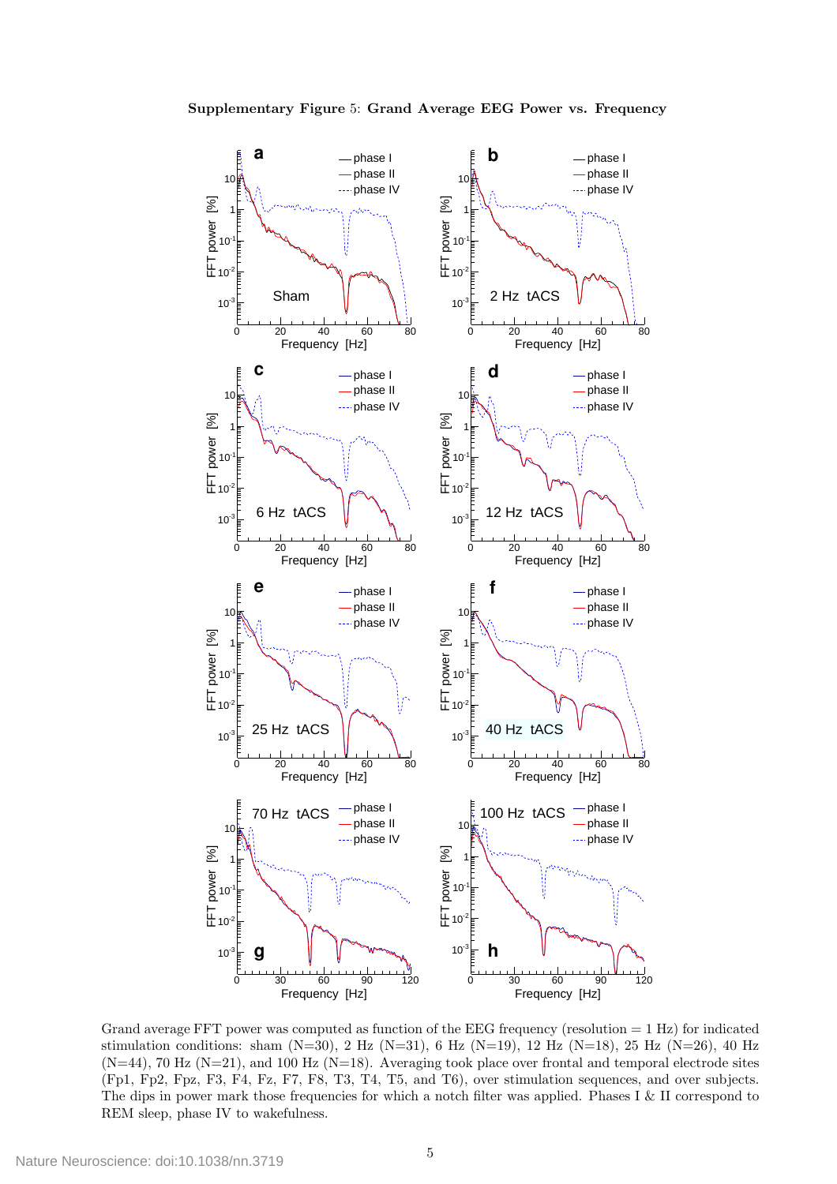**Supplementary Figure** 5: **Grand Average EEG Power vs. Frequency**

Grand average FFT power was computed as function of the EEG frequency (resolution = 1 Hz) for indicated stimulation conditions: sham (N=30), 2 Hz (N=31), 6 Hz (N=19), 12 Hz (N=18), 25 Hz (N=26), 40 Hz (N=44), 70 Hz (N=21), and 100 Hz (N=18). Averaging took place over frontal and temporal electrode sites (Fp1, Fp2, Fpz, F3, F4, Fz, F7, F8, T3, T4, T5, and T6), over stimulation sequences, and over subjects. The dips in power mark those frequencies for which a notch filter was applied. Phases I & II correspond to REM sleep, phase IV to wakefulness.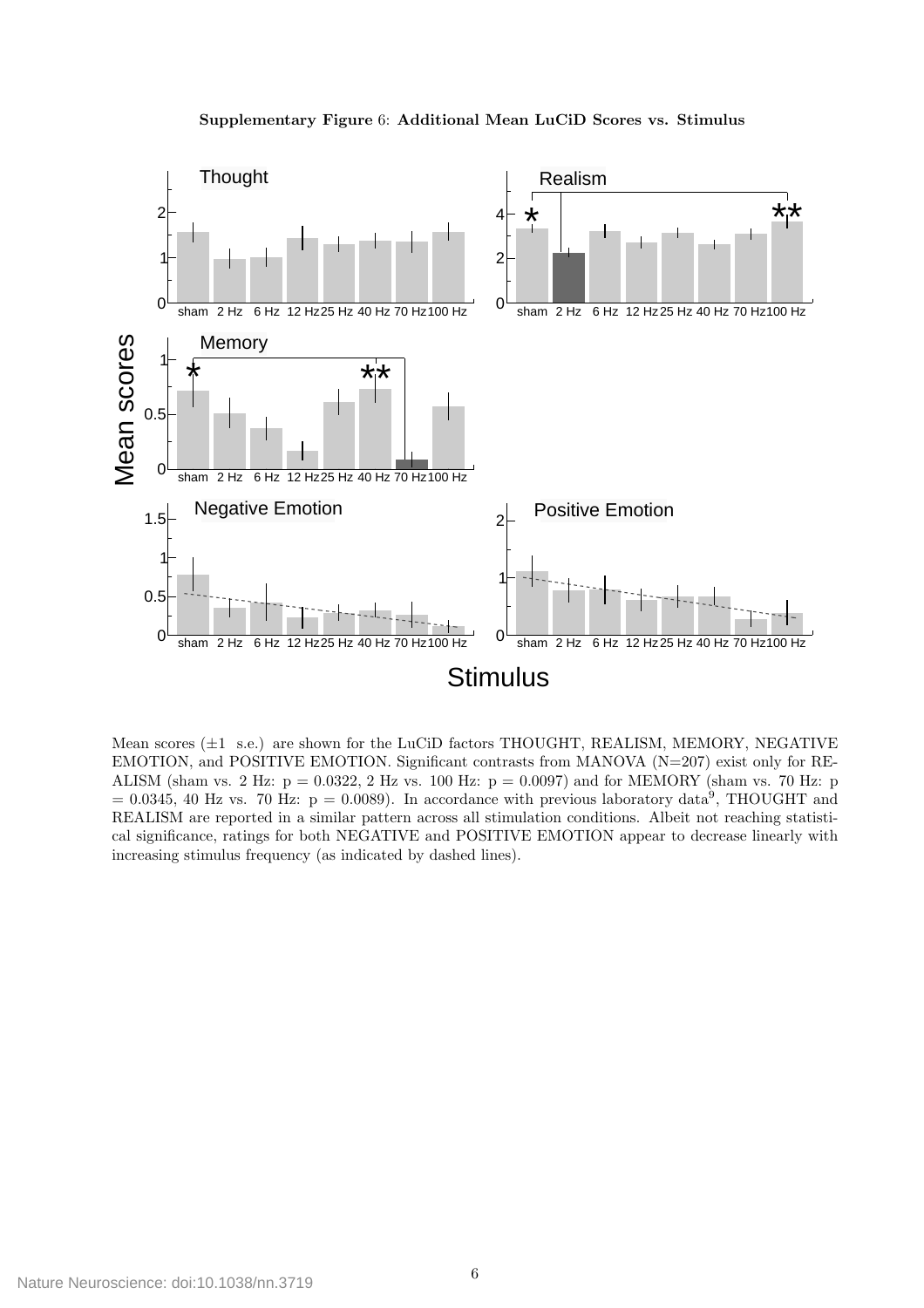**Supplementary Figure 6: Additional Mean LuCiD Scores vs. Stimulus**

Mean scores (±1 s.e.) are shown for the LuCiD factors THOUGHT, REALISM, MEMORY, NEGATIVE EMOTION, and POSITIVE EMOTION. Significant contrasts from MANOVA (N=207) exist only for REALISM (sham vs. 2 Hz: $p = 0.0322$, 2 Hz vs. 100 Hz: $p = 0.0097$) and for MEMORY (sham vs. 70 Hz: $p = 0.0345$, 40 Hz vs. 70 Hz: $p = 0.0089$). In accordance with previous laboratory data[9], THOUGHT and REALISM are reported in a similar pattern across all stimulation conditions. Albeit not reaching statistical significance, ratings for both NEGATIVE and POSITIVE EMOTION appear to decrease linearly with increasing stimulus frequency (as indicated by dashed lines).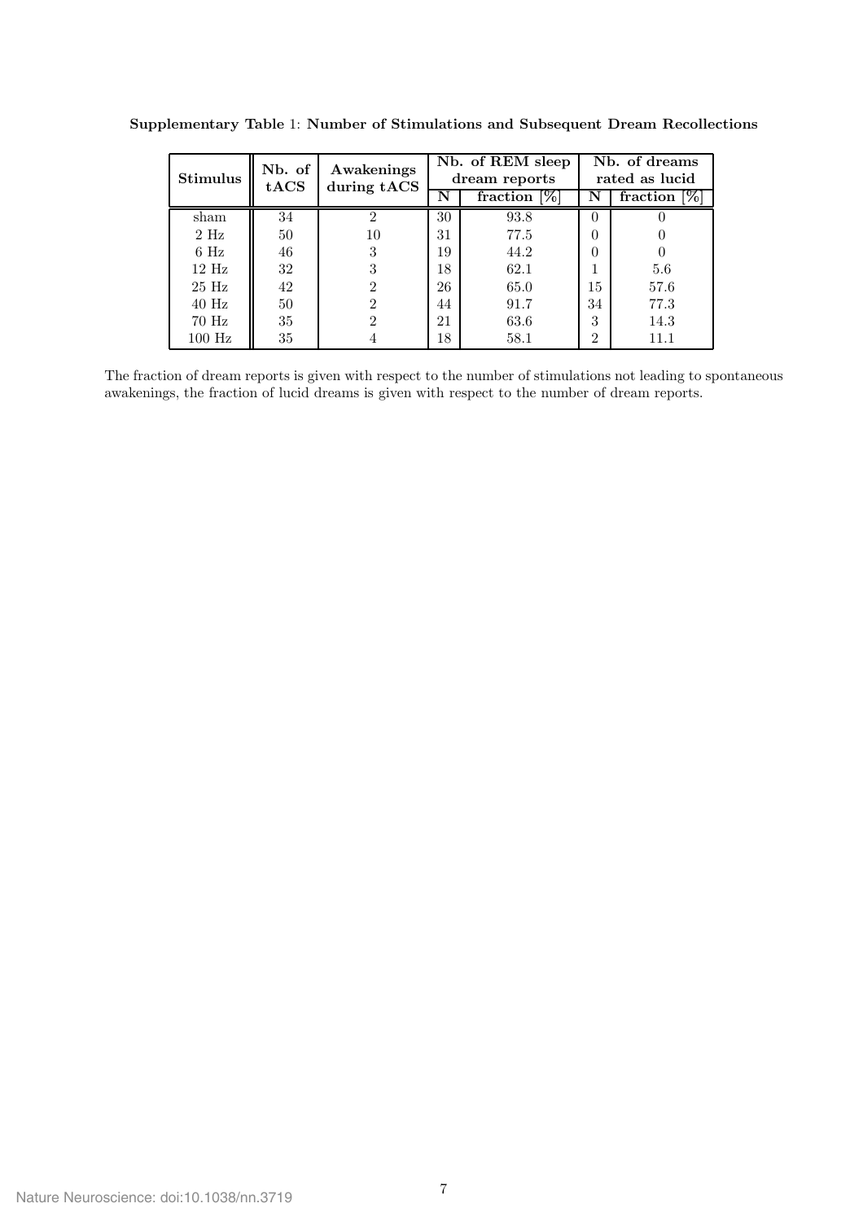**Supplementary Table 1: Number of Stimulations and Subsequent Dream Recollections**

| Stimulus | Nb. of tACS | Awakenings during tACS | Nb. of REM sleep dream reports | | Nb. of dreams rated as lucid | |
|---|---|---|---|---|---|---|
| | | | N | fraction [%] | N | fraction [%] |
| sham | 34 | 2 | 30 | 93.8 | 0 | 0 |
| 2 Hz | 50 | 10 | 31 | 77.5 | 0 | 0 |
| 6 Hz | 46 | 3 | 19 | 44.2 | 0 | 0 |
| 12 Hz | 32 | 3 | 18 | 62.1 | 1 | 5.6 |
| 25 Hz | 42 | 2 | 26 | 65.0 | 15 | 57.6 |
| 40 Hz | 50 | 2 | 44 | 91.7 | 34 | 77.3 |
| 70 Hz | 35 | 2 | 21 | 63.6 | 3 | 14.3 |
| 100 Hz | 35 | 4 | 18 | 58.1 | 2 | 11.1 |

The fraction of dream reports is given with respect to the number of stimulations not leading to spontaneous awakenings, the fraction of lucid dreams is given with respect to the number of dream reports.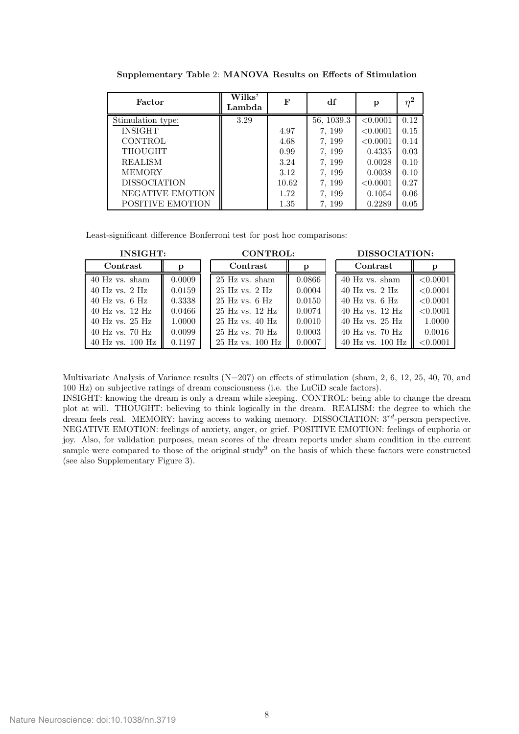**Supplementary Table 2: MANOVA Results on Effects of Stimulation**

| Factor | Wilks' Lambda | F | df | p | $\eta^2$ |
|---|---|---|---|---|---|
| Stimulation type: | 3.29 | | 56, 1039.3 | <0.0001 | 0.12 |
| INSIGHT | | 4.97 | 7, 199 | <0.0001 | 0.15 |
| CONTROL | | 4.68 | 7, 199 | <0.0001 | 0.14 |
| THOUGHT | | 0.99 | 7, 199 | 0.4335 | 0.03 |
| REALISM | | 3.24 | 7, 199 | 0.0028 | 0.10 |
| MEMORY | | 3.12 | 7, 199 | 0.0038 | 0.10 |
| DISSOCIATION | | 10.62 | 7, 199 | <0.0001 | 0.27 |
| NEGATIVE EMOTION | | 1.72 | 7, 199 | 0.1054 | 0.06 |
| POSITIVE EMOTION | | 1.35 | 7, 199 | 0.2289 | 0.05 |

Least-significant difference Bonferroni test for post hoc comparisons:

**INSIGHT:**

| Contrast | p |
|---|---|
| 40 Hz vs. sham | 0.0009 |
| 40 Hz vs. 2 Hz | 0.0159 |
| 40 Hz vs. 6 Hz | 0.3338 |
| 40 Hz vs. 12 Hz | 0.0466 |
| 40 Hz vs. 25 Hz | 1.0000 |
| 40 Hz vs. 70 Hz | 0.0099 |
| 40 Hz vs. 100 Hz | 0.1197 |

**CONTROL:**

| Contrast | p |
|---|---|
| 25 Hz vs. sham | 0.0866 |
| 25 Hz vs. 2 Hz | 0.0004 |
| 25 Hz vs. 6 Hz | 0.0150 |
| 25 Hz vs. 12 Hz | 0.0074 |
| 25 Hz vs. 40 Hz | 0.0010 |
| 25 Hz vs. 70 Hz | 0.0003 |
| 25 Hz vs. 100 Hz | 0.0007 |

**DISSOCIATION:**

| Contrast | p |
|---|---|
| 40 Hz vs. sham | <0.0001 |
| 40 Hz vs. 2 Hz | <0.0001 |
| 40 Hz vs. 6 Hz | <0.0001 |
| 40 Hz vs. 12 Hz | <0.0001 |
| 40 Hz vs. 25 Hz | 1.0000 |
| 40 Hz vs. 70 Hz | 0.0016 |
| 40 Hz vs. 100 Hz | <0.0001 |

Multivariate Analysis of Variance results (N=207) on effects of stimulation (sham, 2, 6, 12, 25, 40, 70, and 100 Hz) on subjective ratings of dream consciousness (i.e. the LuCiD scale factors).
INSIGHT: knowing the dream is only a dream while sleeping. CONTROL: being able to change the dream plot at will. THOUGHT: believing to think logically in the dream. REALISM: the degree to which the dream feels real. MEMORY: having access to waking memory. DISSOCIATION: $3^{rd}$-person perspective. NEGATIVE EMOTION: feelings of anxiety, anger, or grief. POSITIVE EMOTION: feelings of euphoria or joy. Also, for validation purposes, mean scores of the dream reports under sham condition in the current sample were compared to those of the original study[9] on the basis of which these factors were constructed (see also Supplementary Figure 3).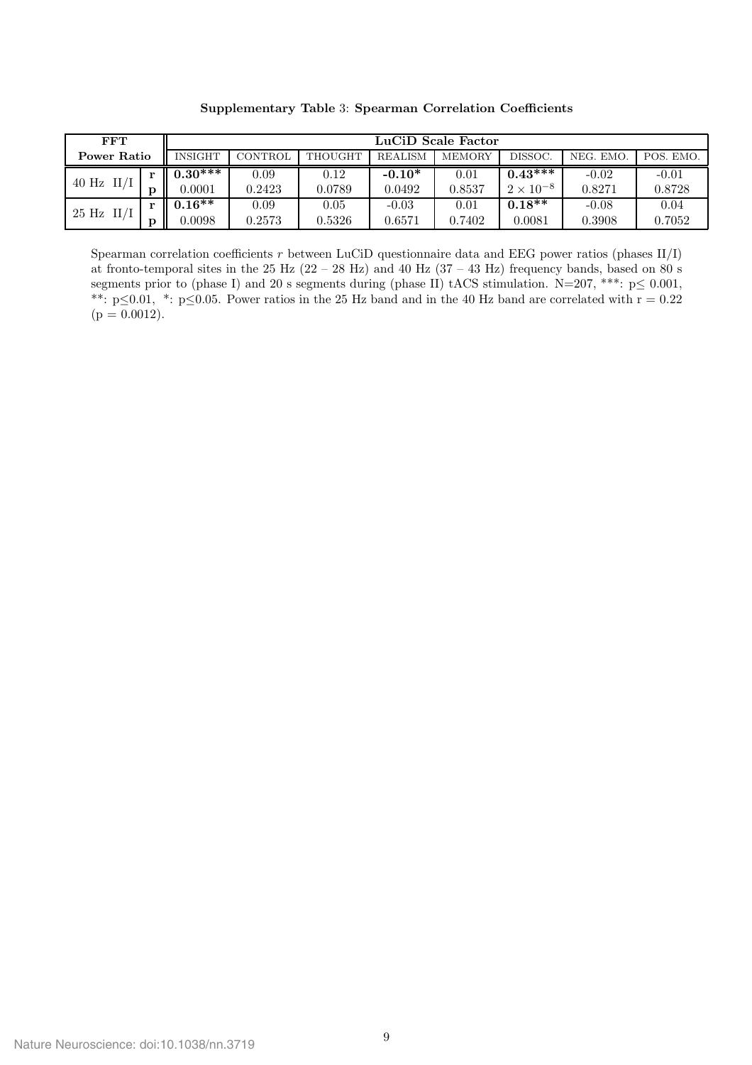**Supplementary Table 3: Spearman Correlation Coefficients**

| FFT Power Ratio | | LuCiD Scale Factor | | | | | | | |
|---|---|---|---|---|---|---|---|---|---|
| | | INSIGHT | CONTROL | THOUGHT | REALISM | MEMORY | DISSOC. | NEG. EMO. | POS. EMO. |
| 40 Hz II/I | r | **0.30*****| 0.09 | 0.12 | **-0.10*** | 0.01 | **0.43***** | -0.02 | -0.01 |
| | p | 0.0001 | 0.2423 | 0.0789 | 0.0492 | 0.8537 | $2 \times 10^{-8}$ | 0.8271 | 0.8728 |
| 25 Hz II/I | r | **0.16**** | 0.09 | 0.05 | -0.03 | 0.01 | **0.18**** | -0.08 | 0.04 |
| | p | 0.0098 | 0.2573 | 0.5326 | 0.6571 | 0.7402 | 0.0081 | 0.3908 | 0.7052 |

Spearman correlation coefficients $r$ between LuCiD questionnaire data and EEG power ratios (phases II/I) at fronto-temporal sites in the 25 Hz (22 – 28 Hz) and 40 Hz (37 – 43 Hz) frequency bands, based on 80 s segments prior to (phase I) and 20 s segments during (phase II) tACS stimulation. N=207, ***: $p \leq 0.001$, **: $p \leq 0.01$, *: $p \leq 0.05$. Power ratios in the 25 Hz band and in the 40 Hz band are correlated with $r = 0.22$ ($p = 0.0012$).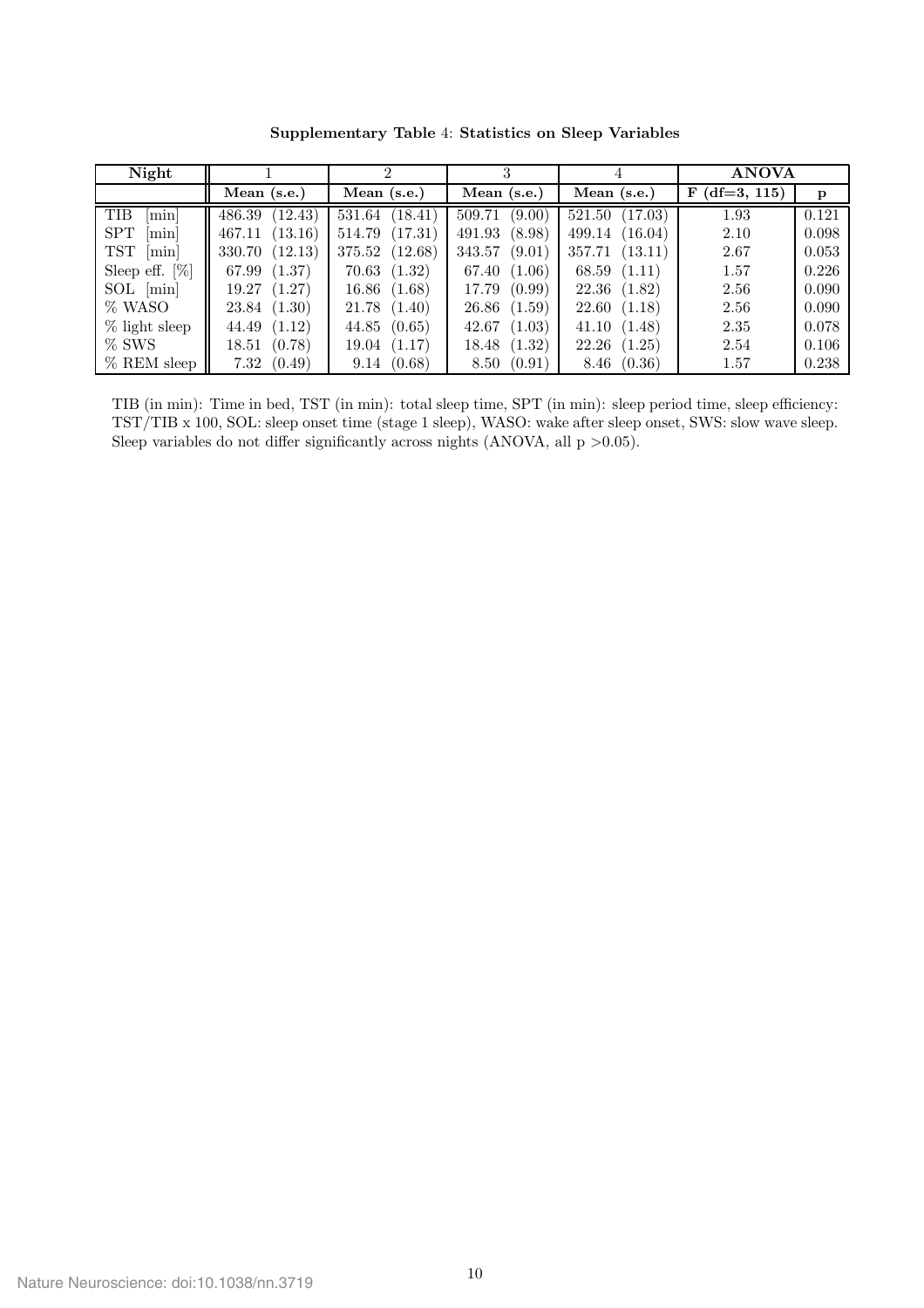**Supplementary Table 4: Statistics on Sleep Variables**

| Night | 1 | 2 | 3 | 4 | ANOVA | |
|---|---|---|---|---|---|---|
| | **Mean (s.e.)** | **Mean (s.e.)** | **Mean (s.e.)** | **Mean (s.e.)** | **F (df=3, 115)** | **p** |
| TIB [min] | 486.39 (12.43) | 531.64 (18.41) | 509.71 (9.00) | 521.50 (17.03) | 1.93 | 0.121 |
| SPT [min] | 467.11 (13.16) | 514.79 (17.31) | 491.93 (8.98) | 499.14 (16.04) | 2.10 | 0.098 |
| TST [min] | 330.70 (12.13) | 375.52 (12.68) | 343.57 (9.01) | 357.71 (13.11) | 2.67 | 0.053 |
| Sleep eff. [%] | 67.99 (1.37) | 70.63 (1.32) | 67.40 (1.06) | 68.59 (1.11) | 1.57 | 0.226 |
| SOL [min] | 19.27 (1.27) | 16.86 (1.68) | 17.79 (0.99) | 22.36 (1.82) | 2.56 | 0.090 |
| % WASO | 23.84 (1.30) | 21.78 (1.40) | 26.86 (1.59) | 22.60 (1.18) | 2.56 | 0.090 |
| % light sleep | 44.49 (1.12) | 44.85 (0.65) | 42.67 (1.03) | 41.10 (1.48) | 2.35 | 0.078 |
| % SWS | 18.51 (0.78) | 19.04 (1.17) | 18.48 (1.32) | 22.26 (1.25) | 2.54 | 0.106 |
| % REM sleep | 7.32 (0.49) | 9.14 (0.68) | 8.50 (0.91) | 8.46 (0.36) | 1.57 | 0.238 |

TIB (in min): Time in bed, TST (in min): total sleep time, SPT (in min): sleep period time, sleep efficiency: TST/TIB x 100, SOL: sleep onset time (stage 1 sleep), WASO: wake after sleep onset, SWS: slow wave sleep. Sleep variables do not differ significantly across nights (ANOVA, all $p > 0.05$).